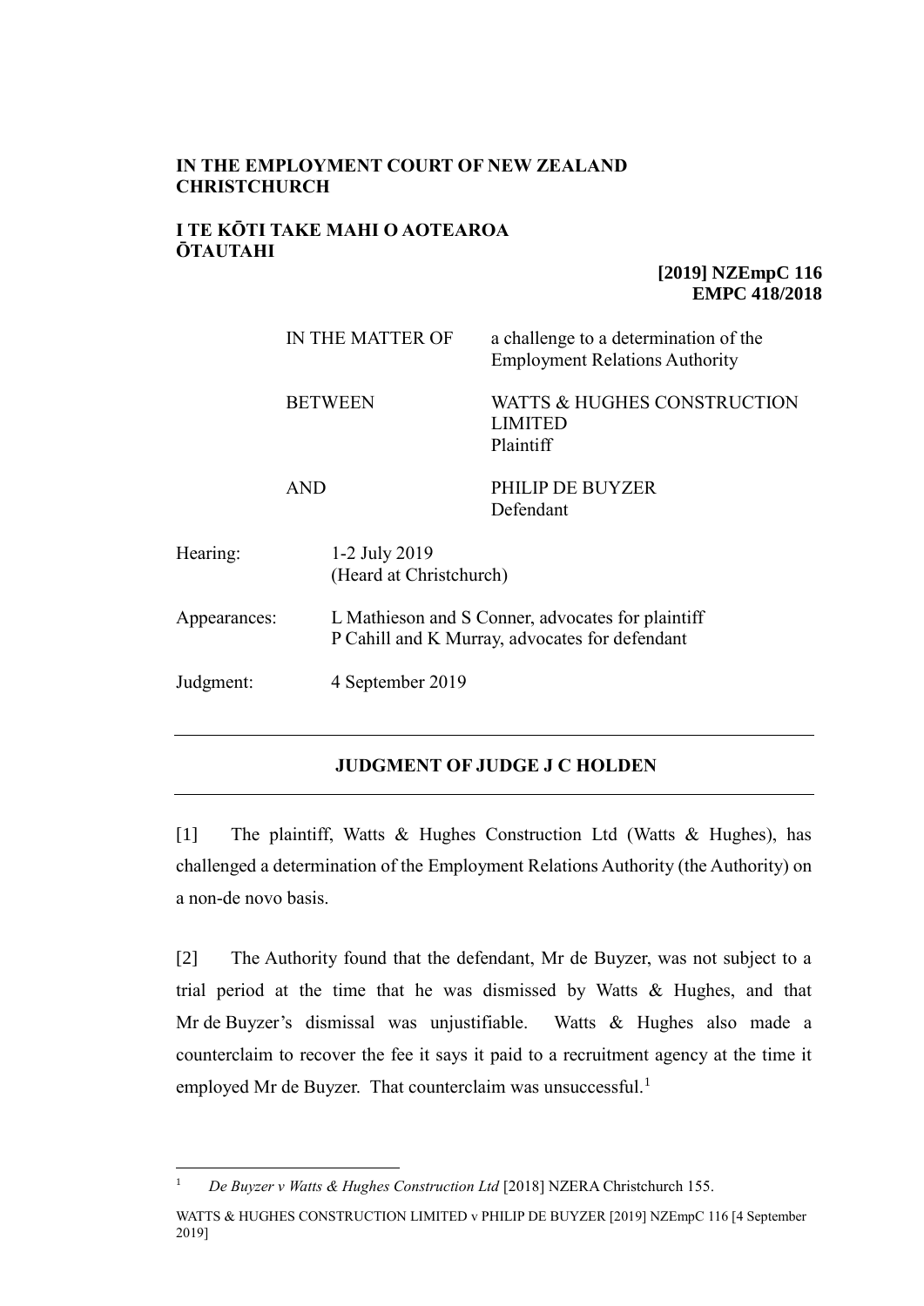**IN THE EMPLOYMENT COURT OF NEW ZEALAND CHRISTCHURCH**

**I TE KŌTI TAKE MAHI O AOTEAROA ŌTAUTAHI**

**[2019] NZEmpC 116**
**EMPC 418/2018**

| | |
|---|---|
| IN THE MATTER OF | a challenge to a determination of the Employment Relations Authority |
| BETWEEN | WATTS & HUGHES CONSTRUCTION LIMITED<br>Plaintiff |
| AND | PHILIP DE BUYZER<br>Defendant |

| | |
|---|---|
| Hearing: | 1-2 July 2019<br>(Heard at Christchurch) |
| Appearances: | L Mathieson and S Conner, advocates for plaintiff<br>P Cahill and K Murray, advocates for defendant |
| Judgment: | 4 September 2019 |

---

## JUDGMENT OF JUDGE J C HOLDEN

---

[1] The plaintiff, Watts & Hughes Construction Ltd (Watts & Hughes), has challenged a determination of the Employment Relations Authority (the Authority) on a non-de novo basis.

[2] The Authority found that the defendant, Mr de Buyzer, was not subject to a trial period at the time that he was dismissed by Watts & Hughes, and that Mr de Buyzer's dismissal was unjustifiable. Watts & Hughes also made a counterclaim to recover the fee it says it paid to a recruitment agency at the time it employed Mr de Buyzer. That counterclaim was unsuccessful.[1]

---

[1] *De Buyzer v Watts & Hughes Construction Ltd* [2018] NZERA Christchurch 155.

WATTS & HUGHES CONSTRUCTION LIMITED v PHILIP DE BUYZER [2019] NZEmpC 116 [4 September 2019]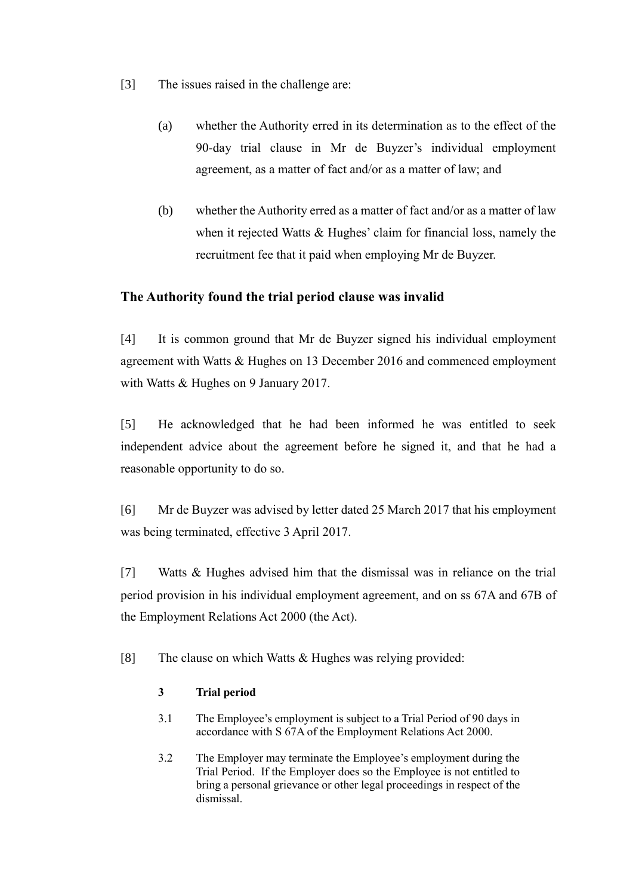[3] The issues raised in the challenge are:

(a) whether the Authority erred in its determination as to the effect of the 90-day trial clause in Mr de Buyzer's individual employment agreement, as a matter of fact and/or as a matter of law; and

(b) whether the Authority erred as a matter of fact and/or as a matter of law when it rejected Watts & Hughes' claim for financial loss, namely the recruitment fee that it paid when employing Mr de Buyzer.

## The Authority found the trial period clause was invalid

[4] It is common ground that Mr de Buyzer signed his individual employment agreement with Watts & Hughes on 13 December 2016 and commenced employment with Watts & Hughes on 9 January 2017.

[5] He acknowledged that he had been informed he was entitled to seek independent advice about the agreement before he signed it, and that he had a reasonable opportunity to do so.

[6] Mr de Buyzer was advised by letter dated 25 March 2017 that his employment was being terminated, effective 3 April 2017.

[7] Watts & Hughes advised him that the dismissal was in reliance on the trial period provision in his individual employment agreement, and on ss 67A and 67B of the Employment Relations Act 2000 (the Act).

[8] The clause on which Watts & Hughes was relying provided:

> **3 Trial period**
>
> 3.1 The Employee's employment is subject to a Trial Period of 90 days in accordance with S 67A of the Employment Relations Act 2000.
>
> 3.2 The Employer may terminate the Employee's employment during the Trial Period. If the Employer does so the Employee is not entitled to bring a personal grievance or other legal proceedings in respect of the dismissal.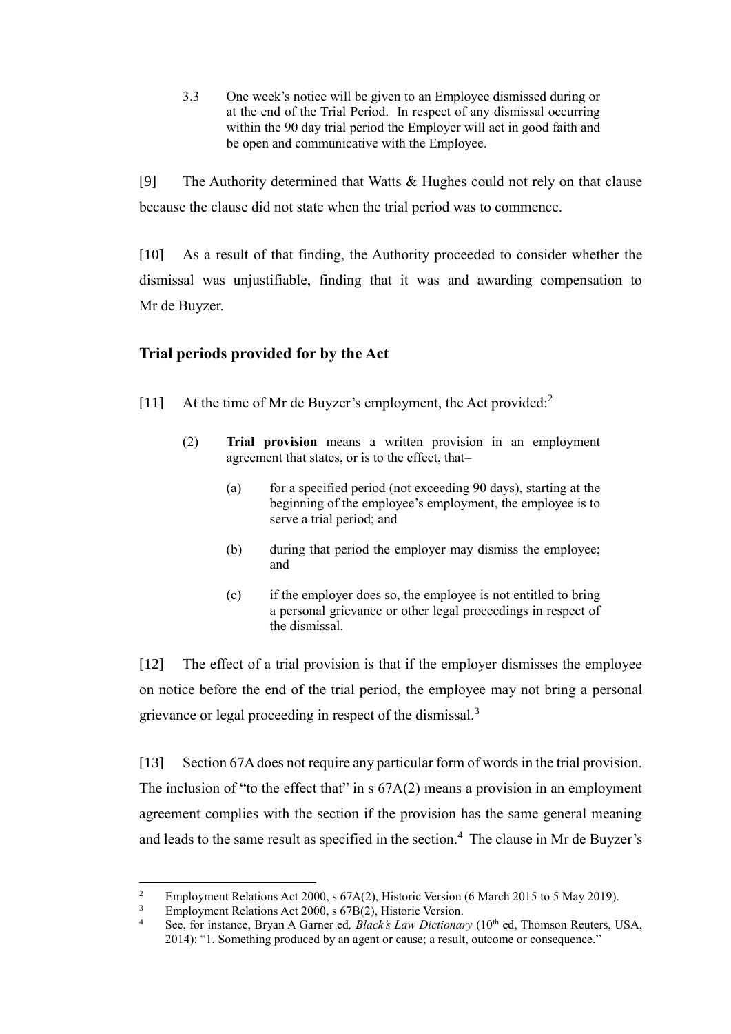> 3.3 One week's notice will be given to an Employee dismissed during or at the end of the Trial Period. In respect of any dismissal occurring within the 90 day trial period the Employer will act in good faith and be open and communicative with the Employee.

[9] The Authority determined that Watts & Hughes could not rely on that clause because the clause did not state when the trial period was to commence.

[10] As a result of that finding, the Authority proceeded to consider whether the dismissal was unjustifiable, finding that it was and awarding compensation to Mr de Buyzer.

## Trial periods provided for by the Act

[11] At the time of Mr de Buyzer's employment, the Act provided:[2]

> (2) **Trial provision** means a written provision in an employment agreement that states, or is to the effect, that–
>
> (a) for a specified period (not exceeding 90 days), starting at the beginning of the employee's employment, the employee is to serve a trial period; and
>
> (b) during that period the employer may dismiss the employee; and
>
> (c) if the employer does so, the employee is not entitled to bring a personal grievance or other legal proceedings in respect of the dismissal.

[12] The effect of a trial provision is that if the employer dismisses the employee on notice before the end of the trial period, the employee may not bring a personal grievance or legal proceeding in respect of the dismissal.[3]

[13] Section 67A does not require any particular form of words in the trial provision. The inclusion of "to the effect that" in s 67A(2) means a provision in an employment agreement complies with the section if the provision has the same general meaning and leads to the same result as specified in the section.[4] The clause in Mr de Buyzer's

---

[2] Employment Relations Act 2000, s 67A(2), Historic Version (6 March 2015 to 5 May 2019).

[3] Employment Relations Act 2000, s 67B(2), Historic Version.

[4] See, for instance, Bryan A Garner ed, *Black's Law Dictionary* (10th ed, Thomson Reuters, USA, 2014): "1. Something produced by an agent or cause; a result, outcome or consequence."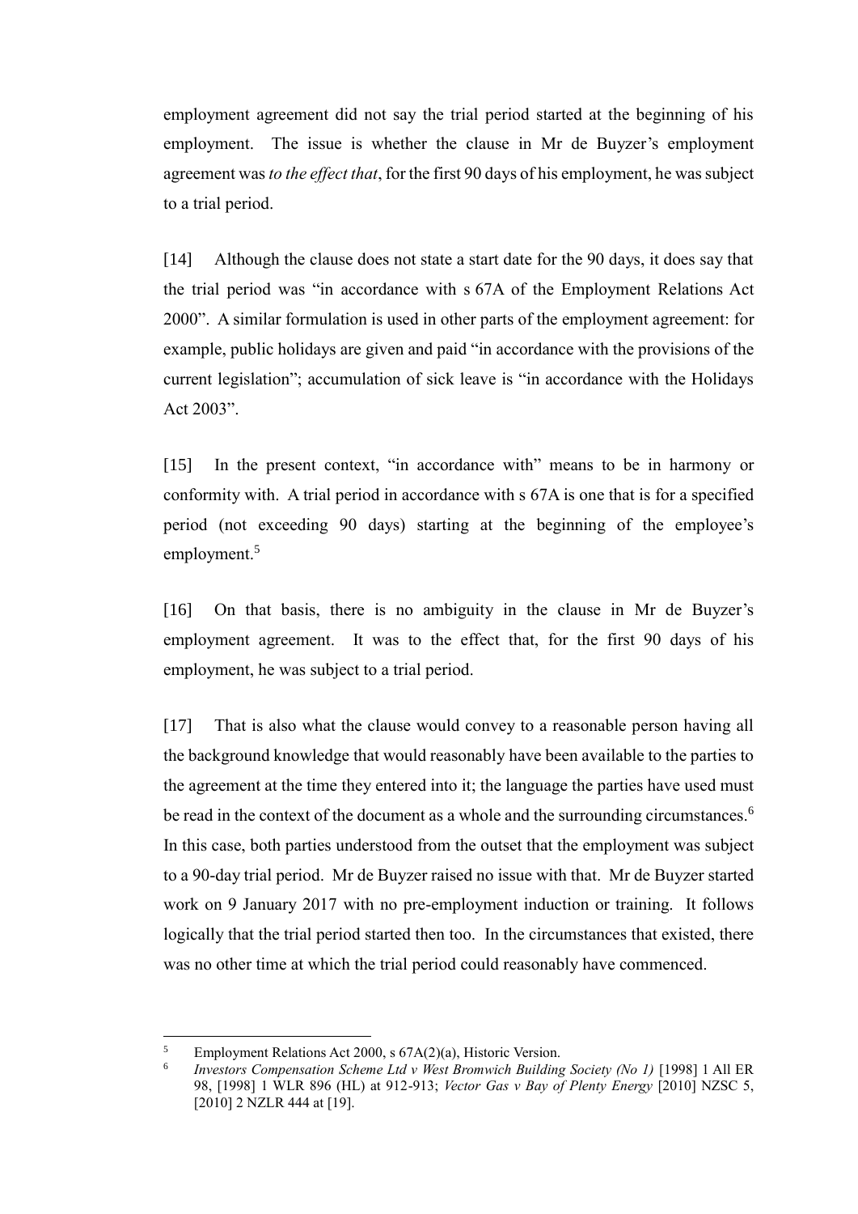employment agreement did not say the trial period started at the beginning of his employment. The issue is whether the clause in Mr de Buyzer's employment agreement was *to the effect that*, for the first 90 days of his employment, he was subject to a trial period.

[14] Although the clause does not state a start date for the 90 days, it does say that the trial period was "in accordance with s 67A of the Employment Relations Act 2000". A similar formulation is used in other parts of the employment agreement: for example, public holidays are given and paid "in accordance with the provisions of the current legislation"; accumulation of sick leave is "in accordance with the Holidays Act 2003".

[15] In the present context, "in accordance with" means to be in harmony or conformity with. A trial period in accordance with s 67A is one that is for a specified period (not exceeding 90 days) starting at the beginning of the employee's employment.[5]

[16] On that basis, there is no ambiguity in the clause in Mr de Buyzer's employment agreement. It was to the effect that, for the first 90 days of his employment, he was subject to a trial period.

[17] That is also what the clause would convey to a reasonable person having all the background knowledge that would reasonably have been available to the parties to the agreement at the time they entered into it; the language the parties have used must be read in the context of the document as a whole and the surrounding circumstances.[6] In this case, both parties understood from the outset that the employment was subject to a 90-day trial period. Mr de Buyzer raised no issue with that. Mr de Buyzer started work on 9 January 2017 with no pre-employment induction or training. It follows logically that the trial period started then too. In the circumstances that existed, there was no other time at which the trial period could reasonably have commenced.

---

[5] Employment Relations Act 2000, s 67A(2)(a), Historic Version.

[6] *Investors Compensation Scheme Ltd v West Bromwich Building Society (No 1)* [1998] 1 All ER 98, [1998] 1 WLR 896 (HL) at 912-913; *Vector Gas v Bay of Plenty Energy* [2010] NZSC 5, [2010] 2 NZLR 444 at [19].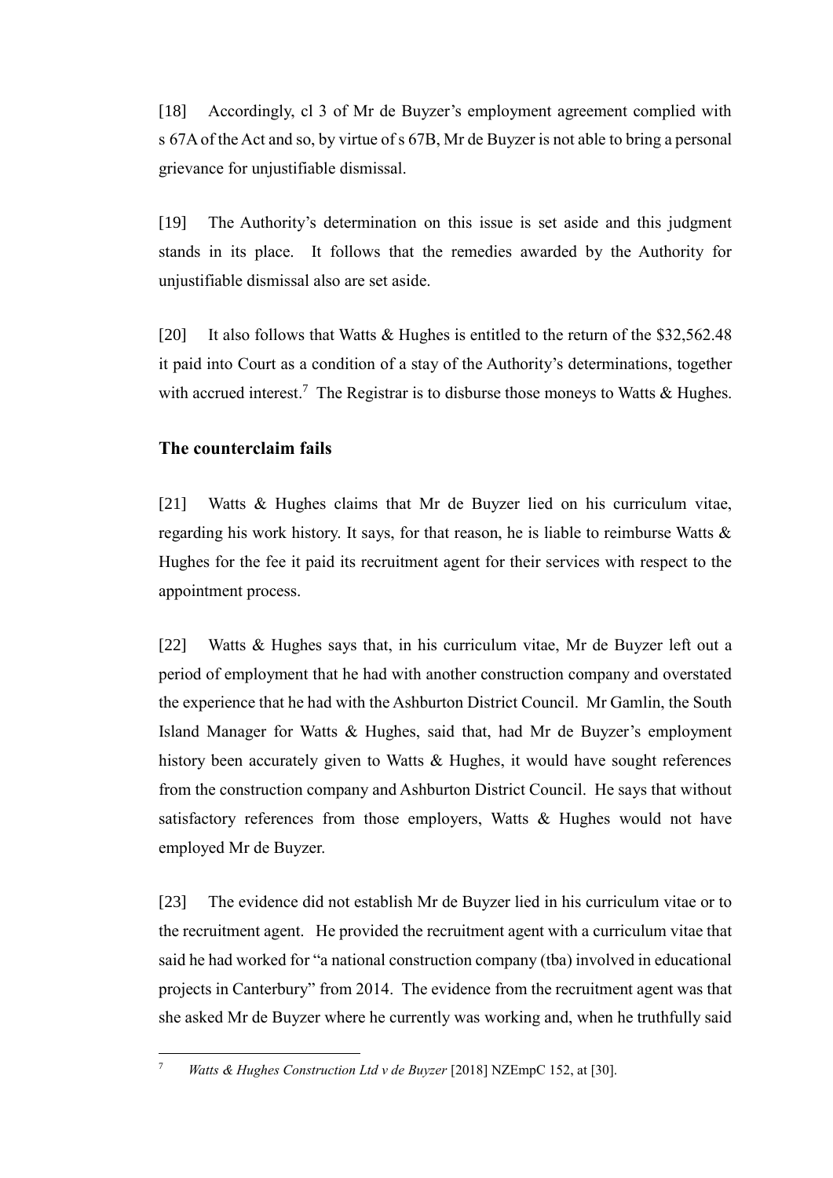[18] Accordingly, cl 3 of Mr de Buyzer's employment agreement complied with s 67A of the Act and so, by virtue of s 67B, Mr de Buyzer is not able to bring a personal grievance for unjustifiable dismissal.

[19] The Authority's determination on this issue is set aside and this judgment stands in its place. It follows that the remedies awarded by the Authority for unjustifiable dismissal also are set aside.

[20] It also follows that Watts & Hughes is entitled to the return of the $32,562.48 it paid into Court as a condition of a stay of the Authority's determinations, together with accrued interest.[7] The Registrar is to disburse those moneys to Watts & Hughes.

## The counterclaim fails

[21] Watts & Hughes claims that Mr de Buyzer lied on his curriculum vitae, regarding his work history. It says, for that reason, he is liable to reimburse Watts & Hughes for the fee it paid its recruitment agent for their services with respect to the appointment process.

[22] Watts & Hughes says that, in his curriculum vitae, Mr de Buyzer left out a period of employment that he had with another construction company and overstated the experience that he had with the Ashburton District Council. Mr Gamlin, the South Island Manager for Watts & Hughes, said that, had Mr de Buyzer's employment history been accurately given to Watts & Hughes, it would have sought references from the construction company and Ashburton District Council. He says that without satisfactory references from those employers, Watts & Hughes would not have employed Mr de Buyzer.

[23] The evidence did not establish Mr de Buyzer lied in his curriculum vitae or to the recruitment agent. He provided the recruitment agent with a curriculum vitae that said he had worked for "a national construction company (tba) involved in educational projects in Canterbury" from 2014. The evidence from the recruitment agent was that she asked Mr de Buyzer where he currently was working and, when he truthfully said

---

[7] *Watts & Hughes Construction Ltd v de Buyzer* [2018] NZEmpC 152, at [30].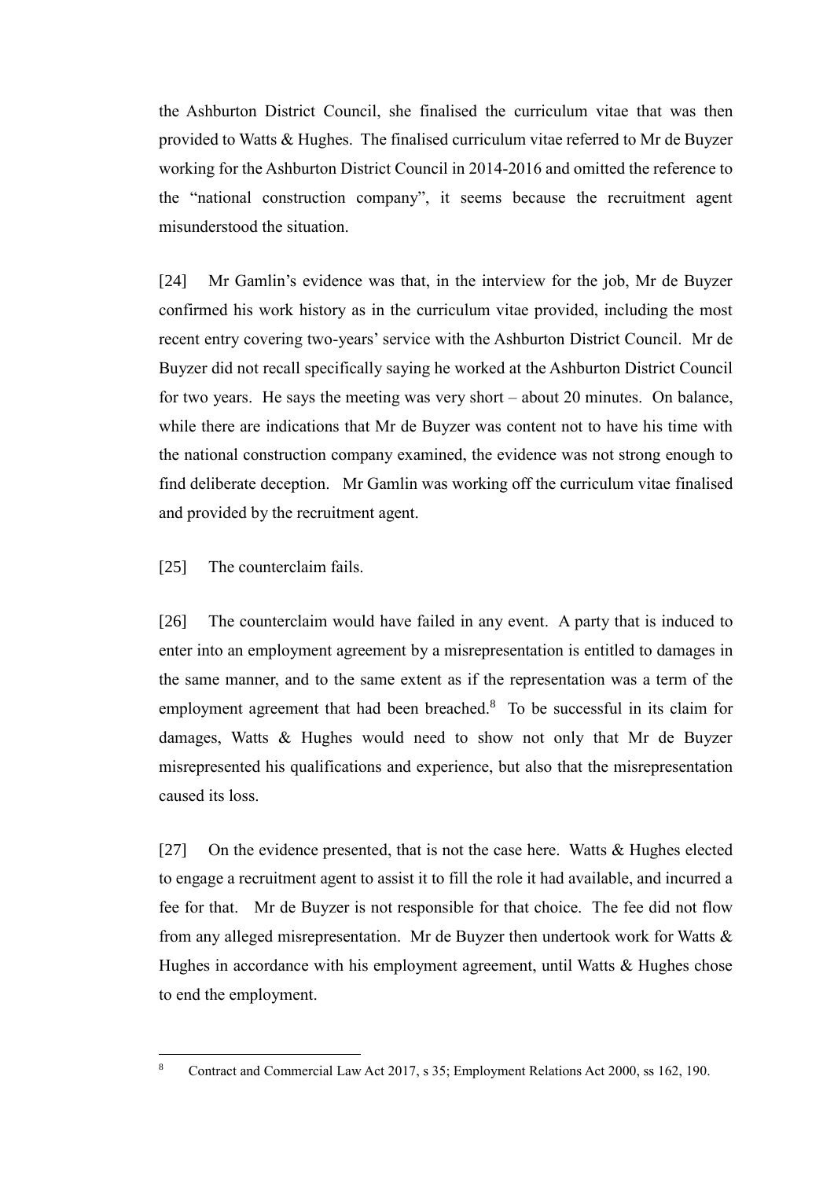the Ashburton District Council, she finalised the curriculum vitae that was then provided to Watts & Hughes. The finalised curriculum vitae referred to Mr de Buyzer working for the Ashburton District Council in 2014-2016 and omitted the reference to the "national construction company", it seems because the recruitment agent misunderstood the situation.

[24] Mr Gamlin's evidence was that, in the interview for the job, Mr de Buyzer confirmed his work history as in the curriculum vitae provided, including the most recent entry covering two-years' service with the Ashburton District Council. Mr de Buyzer did not recall specifically saying he worked at the Ashburton District Council for two years. He says the meeting was very short – about 20 minutes. On balance, while there are indications that Mr de Buyzer was content not to have his time with the national construction company examined, the evidence was not strong enough to find deliberate deception. Mr Gamlin was working off the curriculum vitae finalised and provided by the recruitment agent.

[25] The counterclaim fails.

[26] The counterclaim would have failed in any event. A party that is induced to enter into an employment agreement by a misrepresentation is entitled to damages in the same manner, and to the same extent as if the representation was a term of the employment agreement that had been breached.[8] To be successful in its claim for damages, Watts & Hughes would need to show not only that Mr de Buyzer misrepresented his qualifications and experience, but also that the misrepresentation caused its loss.

[27] On the evidence presented, that is not the case here. Watts & Hughes elected to engage a recruitment agent to assist it to fill the role it had available, and incurred a fee for that. Mr de Buyzer is not responsible for that choice. The fee did not flow from any alleged misrepresentation. Mr de Buyzer then undertook work for Watts & Hughes in accordance with his employment agreement, until Watts & Hughes chose to end the employment.

---

[8] Contract and Commercial Law Act 2017, s 35; Employment Relations Act 2000, ss 162, 190.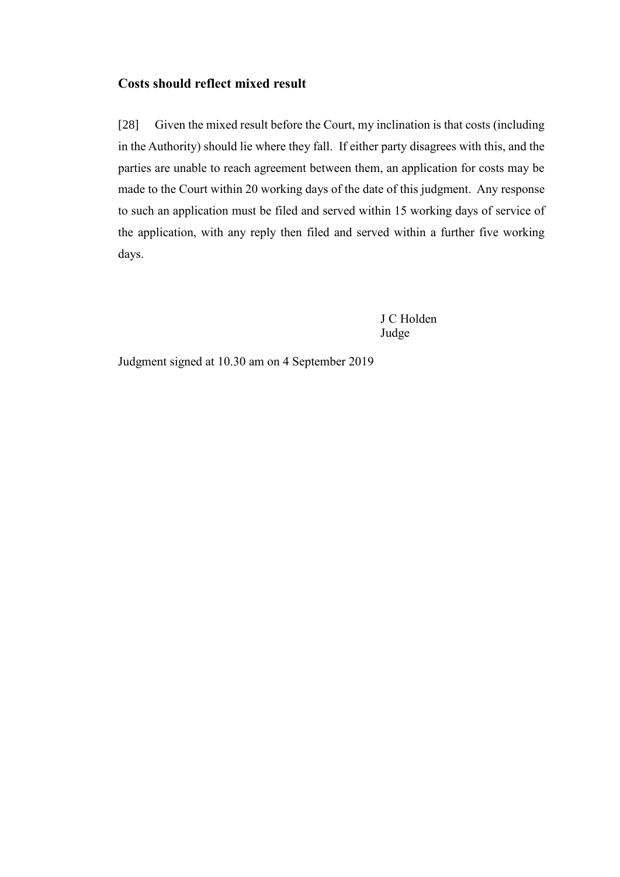## Costs should reflect mixed result

[28] Given the mixed result before the Court, my inclination is that costs (including in the Authority) should lie where they fall. If either party disagrees with this, and the parties are unable to reach agreement between them, an application for costs may be made to the Court within 20 working days of the date of this judgment. Any response to such an application must be filed and served within 15 working days of service of the application, with any reply then filed and served within a further five working days.

J C Holden
Judge

Judgment signed at 10.30 am on 4 September 2019